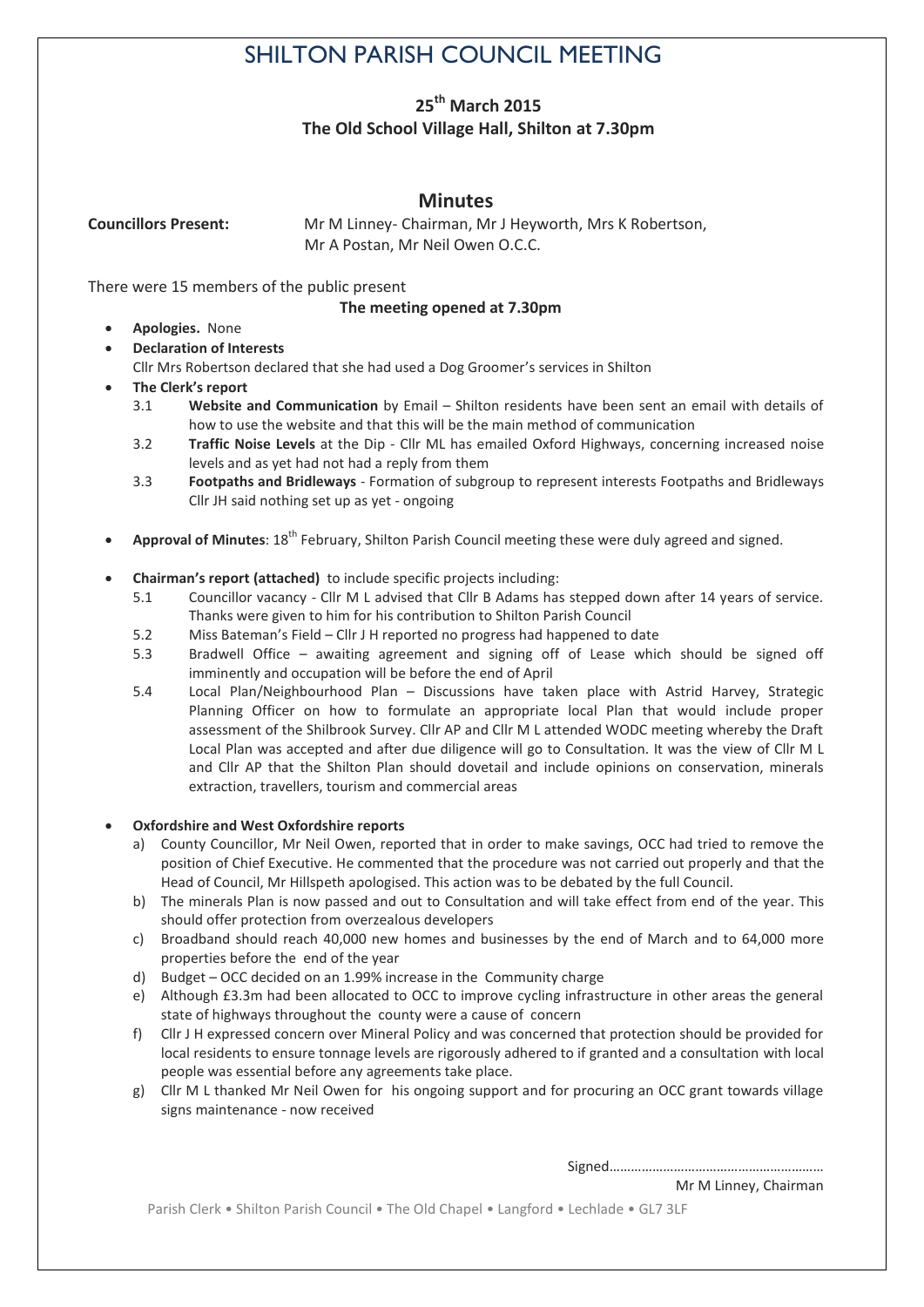# SHILTON PARISH COUNCIL MEETING

**25th March 2015**
**The Old School Village Hall, Shilton at 7.30pm**

## Minutes

**Councillors Present:** Mr M Linney- Chairman, Mr J Heyworth, Mrs K Robertson, Mr A Postan, Mr Neil Owen O.C.C.

There were 15 members of the public present

**The meeting opened at 7.30pm**

- **Apologies.** None
- **Declaration of Interests**
  Cllr Mrs Robertson declared that she had used a Dog Groomer's services in Shilton
- **The Clerk's report**
  - 3.1 **Website and Communication** by Email – Shilton residents have been sent an email with details of how to use the website and that this will be the main method of communication
  - 3.2 **Traffic Noise Levels** at the Dip - Cllr ML has emailed Oxford Highways, concerning increased noise levels and as yet had not had a reply from them
  - 3.3 **Footpaths and Bridleways** - Formation of subgroup to represent interests Footpaths and Bridleways Cllr JH said nothing set up as yet - ongoing

- **Approval of Minutes**: 18th February, Shilton Parish Council meeting these were duly agreed and signed.

- **Chairman's report (attached)** to include specific projects including:
  - 5.1 Councillor vacancy - Cllr M L advised that Cllr B Adams has stepped down after 14 years of service. Thanks were given to him for his contribution to Shilton Parish Council
  - 5.2 Miss Bateman's Field – Cllr J H reported no progress had happened to date
  - 5.3 Bradwell Office – awaiting agreement and signing off of Lease which should be signed off imminently and occupation will be before the end of April
  - 5.4 Local Plan/Neighbourhood Plan – Discussions have taken place with Astrid Harvey, Strategic Planning Officer on how to formulate an appropriate local Plan that would include proper assessment of the Shilbrook Survey. Cllr AP and Cllr M L attended WODC meeting whereby the Draft Local Plan was accepted and after due diligence will go to Consultation. It was the view of Cllr M L and Cllr AP that the Shilton Plan should dovetail and include opinions on conservation, minerals extraction, travellers, tourism and commercial areas

- **Oxfordshire and West Oxfordshire reports**
  - a) County Councillor, Mr Neil Owen, reported that in order to make savings, OCC had tried to remove the position of Chief Executive. He commented that the procedure was not carried out properly and that the Head of Council, Mr Hillspeth apologised. This action was to be debated by the full Council.
  - b) The minerals Plan is now passed and out to Consultation and will take effect from end of the year. This should offer protection from overzealous developers
  - c) Broadband should reach 40,000 new homes and businesses by the end of March and to 64,000 more properties before the end of the year
  - d) Budget – OCC decided on an 1.99% increase in the Community charge
  - e) Although £3.3m had been allocated to OCC to improve cycling infrastructure in other areas the general state of highways throughout the county were a cause of concern
  - f) Cllr J H expressed concern over Mineral Policy and was concerned that protection should be provided for local residents to ensure tonnage levels are rigorously adhered to if granted and a consultation with local people was essential before any agreements take place.
  - g) Cllr M L thanked Mr Neil Owen for his ongoing support and for procuring an OCC grant towards village signs maintenance - now received

Signed……………………………………………………

Mr M Linney, Chairman

Parish Clerk • Shilton Parish Council • The Old Chapel • Langford • Lechlade • GL7 3LF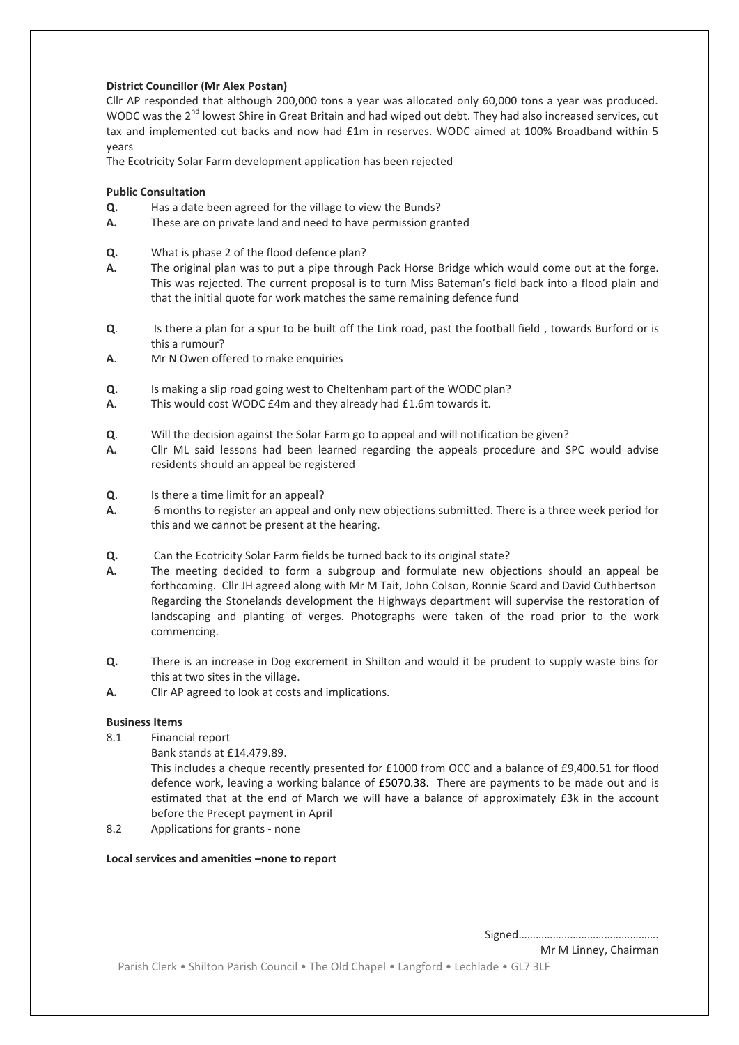**District Councillor (Mr Alex Postan)**

Cllr AP responded that although 200,000 tons a year was allocated only 60,000 tons a year was produced. WODC was the 2nd lowest Shire in Great Britain and had wiped out debt. They had also increased services, cut tax and implemented cut backs and now had £1m in reserves. WODC aimed at 100% Broadband within 5 years

The Ecotricity Solar Farm development application has been rejected

**Public Consultation**

**Q.** Has a date been agreed for the village to view the Bunds?
**A.** These are on private land and need to have permission granted

**Q.** What is phase 2 of the flood defence plan?
**A.** The original plan was to put a pipe through Pack Horse Bridge which would come out at the forge. This was rejected. The current proposal is to turn Miss Bateman's field back into a flood plain and that the initial quote for work matches the same remaining defence fund

**Q**. Is there a plan for a spur to be built off the Link road, past the football field , towards Burford or is this a rumour?
**A**. Mr N Owen offered to make enquiries

**Q.** Is making a slip road going west to Cheltenham part of the WODC plan?
**A**. This would cost WODC £4m and they already had £1.6m towards it.

**Q**. Will the decision against the Solar Farm go to appeal and will notification be given?
**A.** Cllr ML said lessons had been learned regarding the appeals procedure and SPC would advise residents should an appeal be registered

**Q**. Is there a time limit for an appeal?
**A.** 6 months to register an appeal and only new objections submitted. There is a three week period for this and we cannot be present at the hearing.

**Q.** Can the Ecotricity Solar Farm fields be turned back to its original state?
**A.** The meeting decided to form a subgroup and formulate new objections should an appeal be forthcoming. Cllr JH agreed along with Mr M Tait, John Colson, Ronnie Scard and David Cuthbertson Regarding the Stonelands development the Highways department will supervise the restoration of landscaping and planting of verges. Photographs were taken of the road prior to the work commencing.

**Q.** There is an increase in Dog excrement in Shilton and would it be prudent to supply waste bins for this at two sites in the village.
**A.** Cllr AP agreed to look at costs and implications.

**Business Items**

8.1 Financial report

Bank stands at £14.479.89.

This includes a cheque recently presented for £1000 from OCC and a balance of £9,400.51 for flood defence work, leaving a working balance of £5070.38. There are payments to be made out and is estimated that at the end of March we will have a balance of approximately £3k in the account before the Precept payment in April

8.2 Applications for grants - none

**Local services and amenities –none to report**

Signed…………………………………………

Mr M Linney, Chairman

Parish Clerk • Shilton Parish Council • The Old Chapel • Langford • Lechlade • GL7 3LF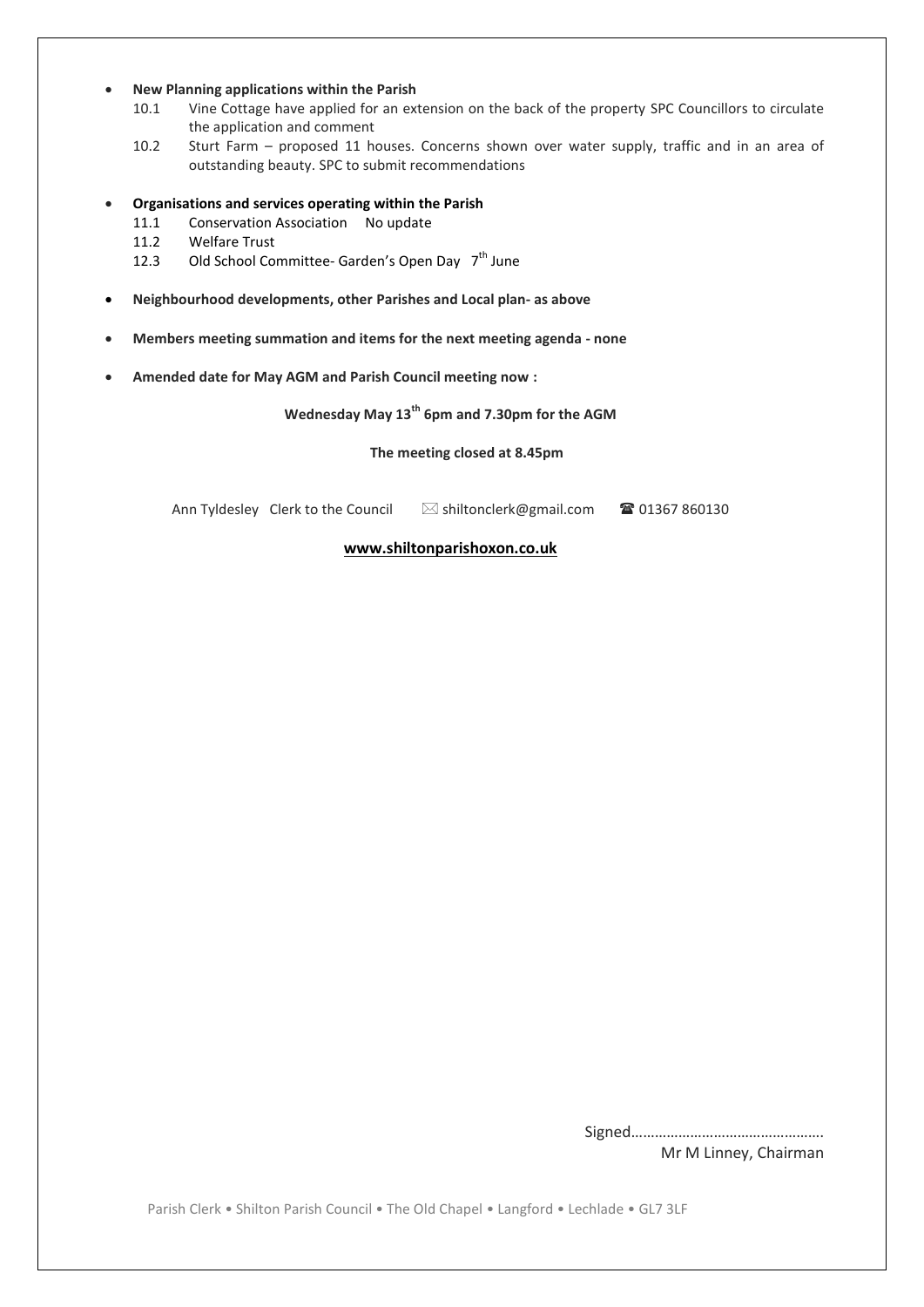- **New Planning applications within the Parish**
  - 10.1 Vine Cottage have applied for an extension on the back of the property SPC Councillors to circulate the application and comment
  - 10.2 Sturt Farm – proposed 11 houses. Concerns shown over water supply, traffic and in an area of outstanding beauty. SPC to submit recommendations

- **Organisations and services operating within the Parish**
  - 11.1 Conservation Association No update
  - 11.2 Welfare Trust
  - 12.3 Old School Committee- Garden's Open Day 7th June

- **Neighbourhood developments, other Parishes and Local plan- as above**

- **Members meeting summation and items for the next meeting agenda - none**

- **Amended date for May AGM and Parish Council meeting now :**

**Wednesday May 13th 6pm and 7.30pm for the AGM**

**The meeting closed at 8.45pm**

Ann Tyldesley Clerk to the Council ✉ shiltonclerk@gmail.com ☎ 01367 860130

**www.shiltonparishoxon.co.uk**

Signed…………………………………………

Mr M Linney, Chairman

Parish Clerk • Shilton Parish Council • The Old Chapel • Langford • Lechlade • GL7 3LF